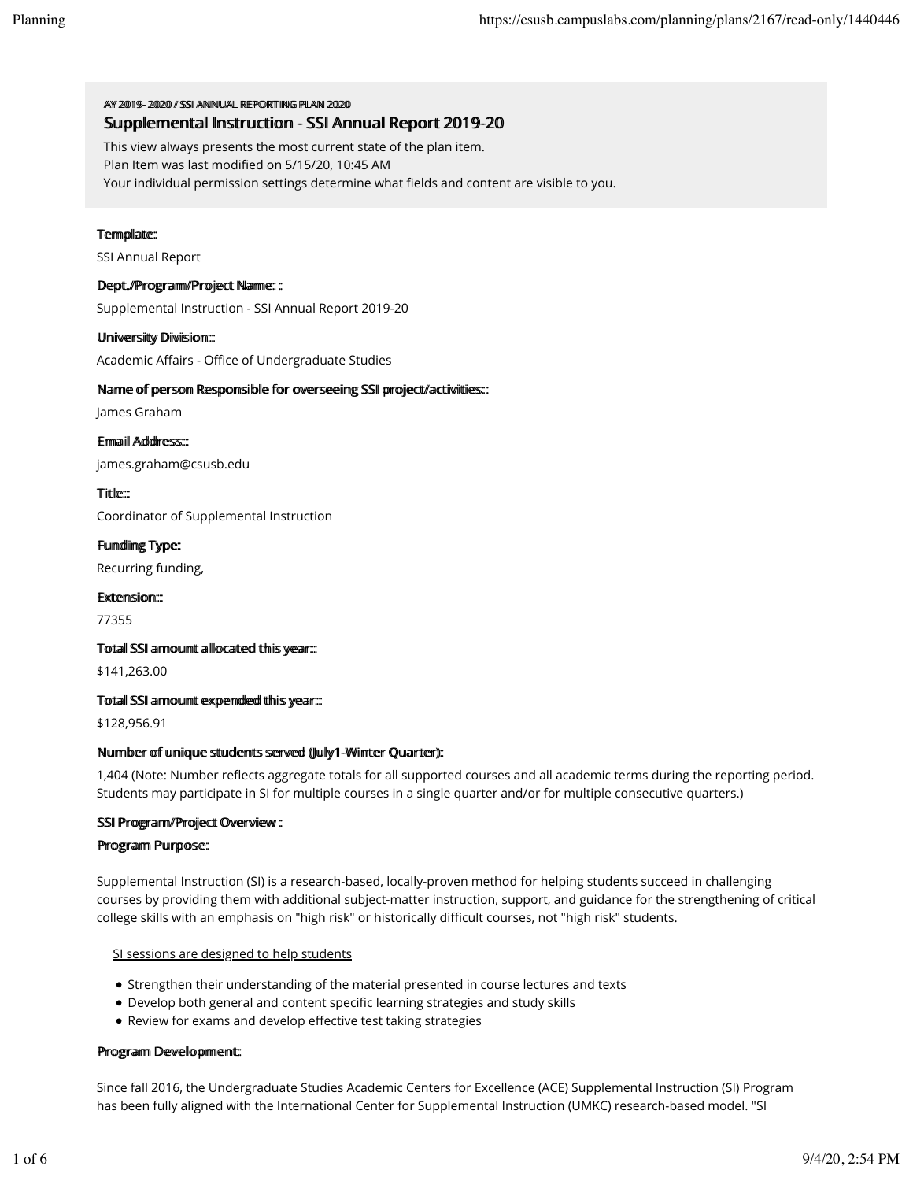AY 2019- 2020 / SSI ANNUAL REPORTING PLAN 2020

## Supplemental Instruction - SSI Annual Report 2019-20

This view always presents the most current state of the plan item.
Plan Item was last modified on 5/15/20, 10:45 AM
Your individual permission settings determine what fields and content are visible to you.

**Template:**

SSI Annual Report

**Dept./Program/Project Name: :**

Supplemental Instruction - SSI Annual Report 2019-20

**University Division:::**

Academic Affairs - Office of Undergraduate Studies

**Name of person Responsible for overseeing SSI project/activities:::**

James Graham

**Email Address:::**

james.graham@csusb.edu

**Title:::**

Coordinator of Supplemental Instruction

**Funding Type:**

Recurring funding,

**Extension:::**

77355

**Total SSI amount allocated this year:::**

$141,263.00

**Total SSI amount expended this year:::**

$128,956.91

**Number of unique students served (July1-Winter Quarter):**

1,404 (Note: Number reflects aggregate totals for all supported courses and all academic terms during the reporting period. Students may participate in SI for multiple courses in a single quarter and/or for multiple consecutive quarters.)

**SSI Program/Project Overview :**

**Program Purpose:**

Supplemental Instruction (SI) is a research-based, locally-proven method for helping students succeed in challenging courses by providing them with additional subject-matter instruction, support, and guidance for the strengthening of critical college skills with an emphasis on "high risk" or historically difficult courses, not "high risk" students.

SI sessions are designed to help students

- Strengthen their understanding of the material presented in course lectures and texts
- Develop both general and content specific learning strategies and study skills
- Review for exams and develop effective test taking strategies

**Program Development:**

Since fall 2016, the Undergraduate Studies Academic Centers for Excellence (ACE) Supplemental Instruction (SI) Program has been fully aligned with the International Center for Supplemental Instruction (UMKC) research-based model. "SI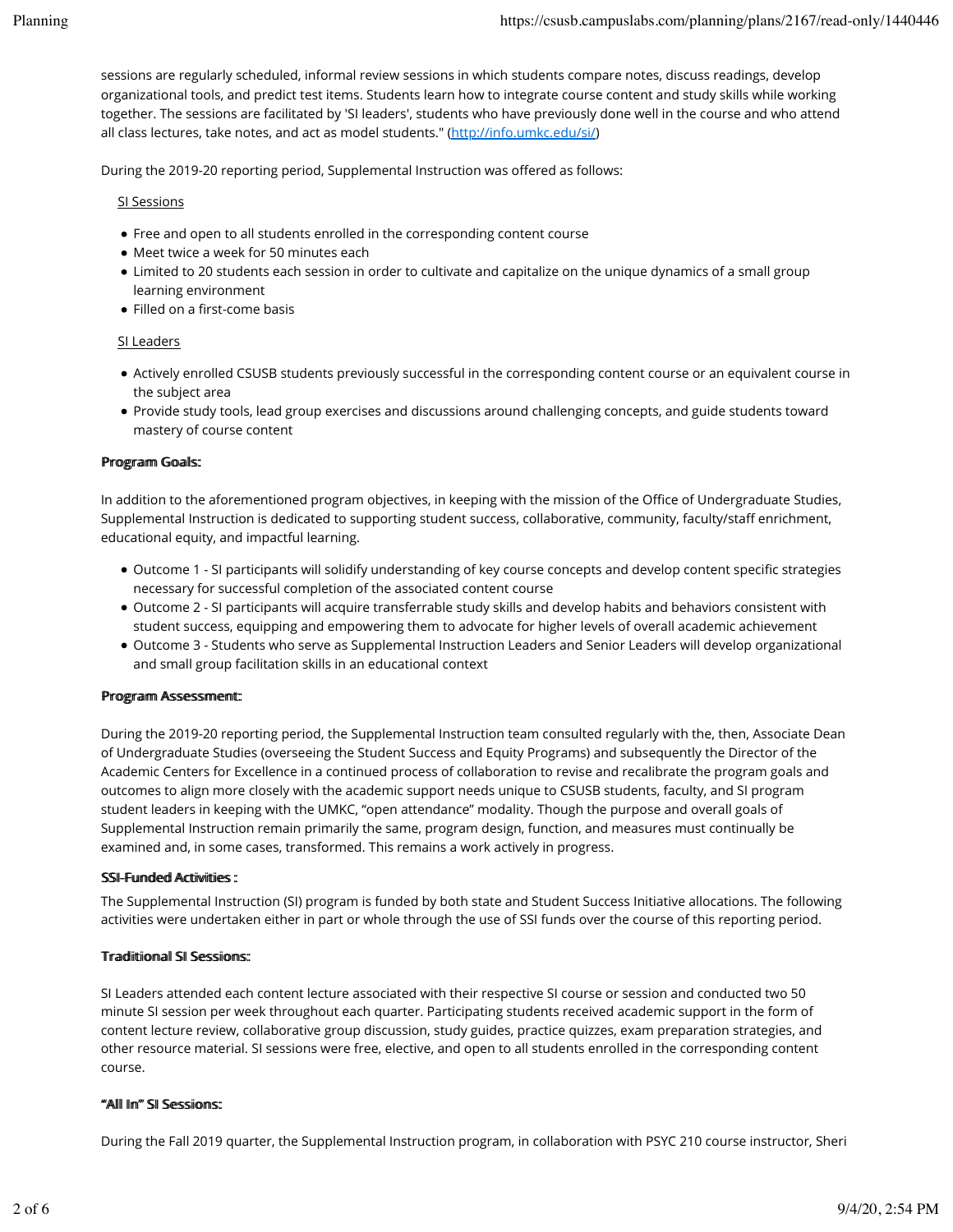sessions are regularly scheduled, informal review sessions in which students compare notes, discuss readings, develop organizational tools, and predict test items. Students learn how to integrate course content and study skills while working together. The sessions are facilitated by 'SI leaders', students who have previously done well in the course and who attend all class lectures, take notes, and act as model students." (http://info.umkc.edu/si/)

During the 2019-20 reporting period, Supplemental Instruction was offered as follows:

SI Sessions

- Free and open to all students enrolled in the corresponding content course
- Meet twice a week for 50 minutes each
- Limited to 20 students each session in order to cultivate and capitalize on the unique dynamics of a small group learning environment
- Filled on a first-come basis

SI Leaders

- Actively enrolled CSUSB students previously successful in the corresponding content course or an equivalent course in the subject area
- Provide study tools, lead group exercises and discussions around challenging concepts, and guide students toward mastery of course content

**Program Goals:**

In addition to the aforementioned program objectives, in keeping with the mission of the Office of Undergraduate Studies, Supplemental Instruction is dedicated to supporting student success, collaborative, community, faculty/staff enrichment, educational equity, and impactful learning.

- Outcome 1 - SI participants will solidify understanding of key course concepts and develop content specific strategies necessary for successful completion of the associated content course
- Outcome 2 - SI participants will acquire transferrable study skills and develop habits and behaviors consistent with student success, equipping and empowering them to advocate for higher levels of overall academic achievement
- Outcome 3 - Students who serve as Supplemental Instruction Leaders and Senior Leaders will develop organizational and small group facilitation skills in an educational context

**Program Assessment:**

During the 2019-20 reporting period, the Supplemental Instruction team consulted regularly with the, then, Associate Dean of Undergraduate Studies (overseeing the Student Success and Equity Programs) and subsequently the Director of the Academic Centers for Excellence in a continued process of collaboration to revise and recalibrate the program goals and outcomes to align more closely with the academic support needs unique to CSUSB students, faculty, and SI program student leaders in keeping with the UMKC, "open attendance" modality. Though the purpose and overall goals of Supplemental Instruction remain primarily the same, program design, function, and measures must continually be examined and, in some cases, transformed. This remains a work actively in progress.

**SSI-Funded Activities :**

The Supplemental Instruction (SI) program is funded by both state and Student Success Initiative allocations. The following activities were undertaken either in part or whole through the use of SSI funds over the course of this reporting period.

**Traditional SI Sessions:**

SI Leaders attended each content lecture associated with their respective SI course or session and conducted two 50 minute SI session per week throughout each quarter. Participating students received academic support in the form of content lecture review, collaborative group discussion, study guides, practice quizzes, exam preparation strategies, and other resource material. SI sessions were free, elective, and open to all students enrolled in the corresponding content course.

**"All In" SI Sessions:**

During the Fall 2019 quarter, the Supplemental Instruction program, in collaboration with PSYC 210 course instructor, Sheri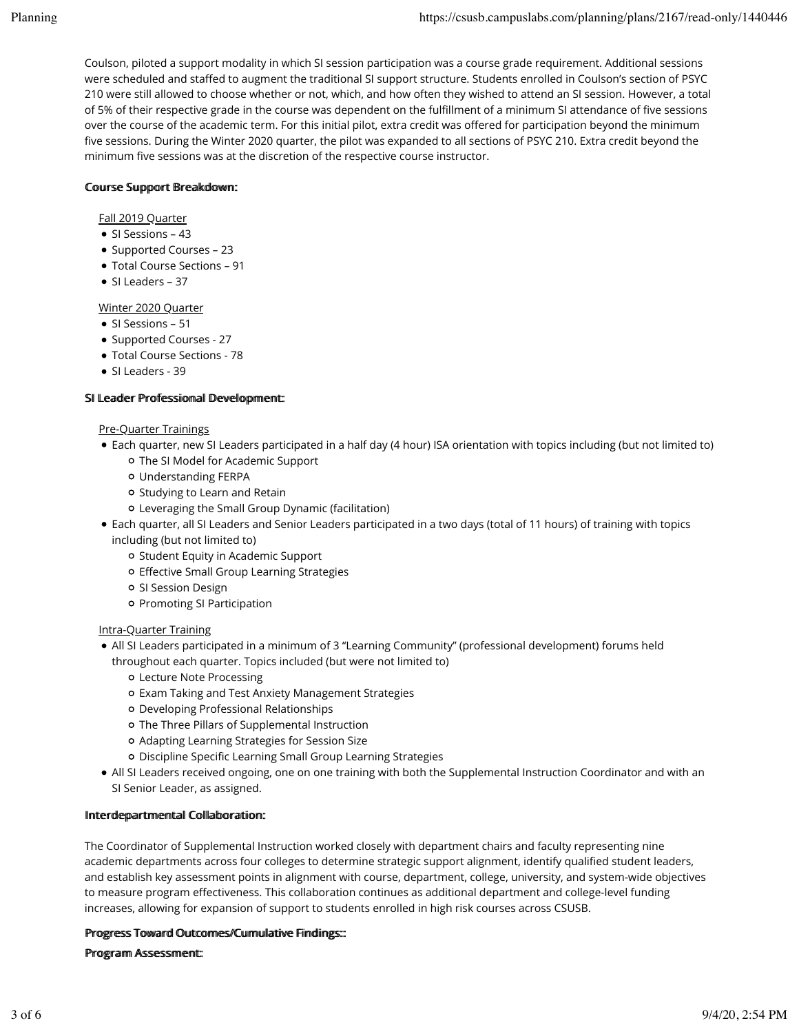Coulson, piloted a support modality in which SI session participation was a course grade requirement. Additional sessions were scheduled and staffed to augment the traditional SI support structure. Students enrolled in Coulson's section of PSYC 210 were still allowed to choose whether or not, which, and how often they wished to attend an SI session. However, a total of 5% of their respective grade in the course was dependent on the fulfillment of a minimum SI attendance of five sessions over the course of the academic term. For this initial pilot, extra credit was offered for participation beyond the minimum five sessions. During the Winter 2020 quarter, the pilot was expanded to all sections of PSYC 210. Extra credit beyond the minimum five sessions was at the discretion of the respective course instructor.

**Course Support Breakdown:**

Fall 2019 Quarter

- SI Sessions – 43
- Supported Courses – 23
- Total Course Sections – 91
- SI Leaders – 37

Winter 2020 Quarter

- SI Sessions – 51
- Supported Courses - 27
- Total Course Sections - 78
- SI Leaders - 39

**SI Leader Professional Development:**

Pre-Quarter Trainings

- Each quarter, new SI Leaders participated in a half day (4 hour) ISA orientation with topics including (but not limited to)
  - The SI Model for Academic Support
  - Understanding FERPA
  - Studying to Learn and Retain
  - Leveraging the Small Group Dynamic (facilitation)
- Each quarter, all SI Leaders and Senior Leaders participated in a two days (total of 11 hours) of training with topics including (but not limited to)
  - Student Equity in Academic Support
  - Effective Small Group Learning Strategies
  - SI Session Design
  - Promoting SI Participation

Intra-Quarter Training

- All SI Leaders participated in a minimum of 3 "Learning Community" (professional development) forums held throughout each quarter. Topics included (but were not limited to)
  - Lecture Note Processing
  - Exam Taking and Test Anxiety Management Strategies
  - Developing Professional Relationships
  - The Three Pillars of Supplemental Instruction
  - Adapting Learning Strategies for Session Size
  - Discipline Specific Learning Small Group Learning Strategies
- All SI Leaders received ongoing, one on one training with both the Supplemental Instruction Coordinator and with an SI Senior Leader, as assigned.

**Interdepartmental Collaboration:**

The Coordinator of Supplemental Instruction worked closely with department chairs and faculty representing nine academic departments across four colleges to determine strategic support alignment, identify qualified student leaders, and establish key assessment points in alignment with course, department, college, university, and system-wide objectives to measure program effectiveness. This collaboration continues as additional department and college-level funding increases, allowing for expansion of support to students enrolled in high risk courses across CSUSB.

**Progress Toward Outcomes/Cumulative Findings::**

**Program Assessment:**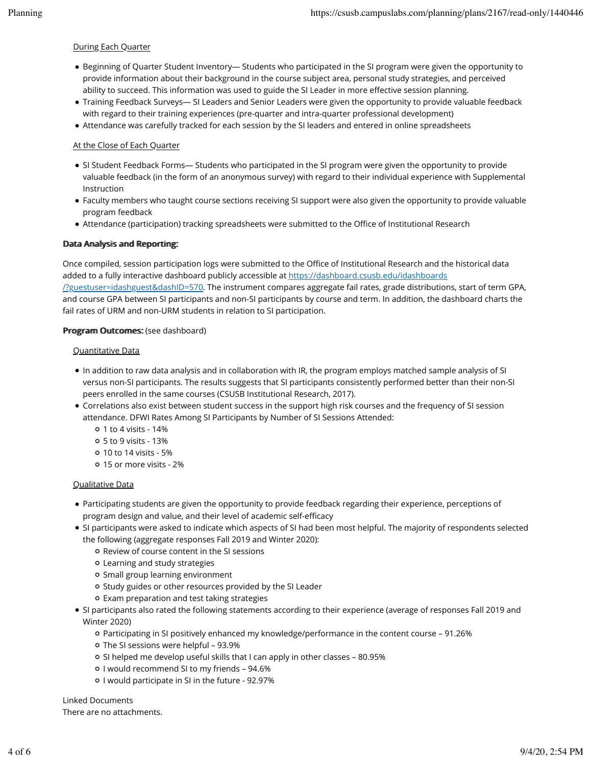<u>During Each Quarter</u>

- Beginning of Quarter Student Inventory— Students who participated in the SI program were given the opportunity to provide information about their background in the course subject area, personal study strategies, and perceived ability to succeed. This information was used to guide the SI Leader in more effective session planning.
- Training Feedback Surveys— SI Leaders and Senior Leaders were given the opportunity to provide valuable feedback with regard to their training experiences (pre-quarter and intra-quarter professional development)
- Attendance was carefully tracked for each session by the SI leaders and entered in online spreadsheets

<u>At the Close of Each Quarter</u>

- SI Student Feedback Forms— Students who participated in the SI program were given the opportunity to provide valuable feedback (in the form of an anonymous survey) with regard to their individual experience with Supplemental Instruction
- Faculty members who taught course sections receiving SI support were also given the opportunity to provide valuable program feedback
- Attendance (participation) tracking spreadsheets were submitted to the Office of Institutional Research

**Data Analysis and Reporting:**

Once compiled, session participation logs were submitted to the Office of Institutional Research and the historical data added to a fully interactive dashboard publicly accessible at https://dashboard.csusb.edu/idashboards/?guestuser=idashguest&dashID=570. The instrument compares aggregate fail rates, grade distributions, start of term GPA, and course GPA between SI participants and non-SI participants by course and term. In addition, the dashboard charts the fail rates of URM and non-URM students in relation to SI participation.

**Program Outcomes:** (see dashboard)

<u>Quantitative Data</u>

- In addition to raw data analysis and in collaboration with IR, the program employs matched sample analysis of SI versus non-SI participants. The results suggests that SI participants consistently performed better than their non-SI peers enrolled in the same courses (CSUSB Institutional Research, 2017).
- Correlations also exist between student success in the support high risk courses and the frequency of SI session attendance. DFWI Rates Among SI Participants by Number of SI Sessions Attended:
  - 1 to 4 visits - 14%
  - 5 to 9 visits - 13%
  - 10 to 14 visits - 5%
  - 15 or more visits - 2%

<u>Qualitative Data</u>

- Participating students are given the opportunity to provide feedback regarding their experience, perceptions of program design and value, and their level of academic self-efficacy
- SI participants were asked to indicate which aspects of SI had been most helpful. The majority of respondents selected the following (aggregate responses Fall 2019 and Winter 2020):
  - Review of course content in the SI sessions
  - Learning and study strategies
  - Small group learning environment
  - Study guides or other resources provided by the SI Leader
  - Exam preparation and test taking strategies
- SI participants also rated the following statements according to their experience (average of responses Fall 2019 and Winter 2020)
  - Participating in SI positively enhanced my knowledge/performance in the content course – 91.26%
  - The SI sessions were helpful – 93.9%
  - SI helped me develop useful skills that I can apply in other classes – 80.95%
  - I would recommend SI to my friends – 94.6%
  - I would participate in SI in the future - 92.97%

Linked Documents
There are no attachments.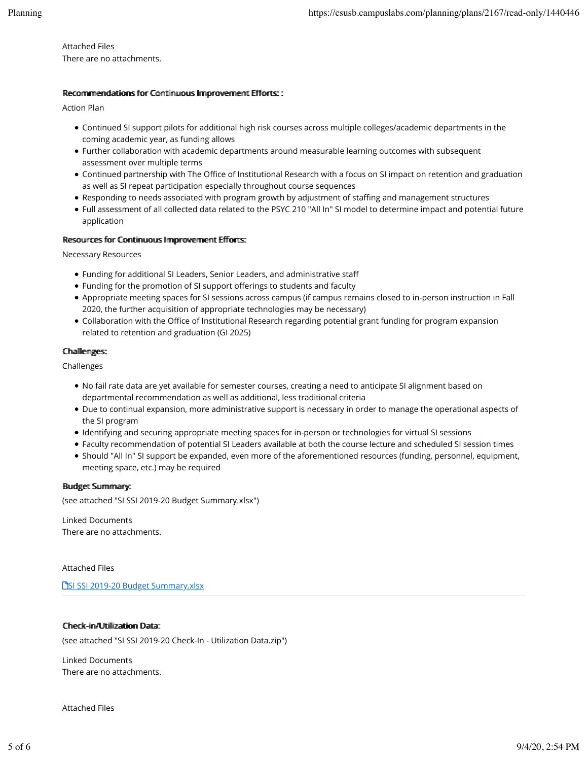Attached Files

There are no attachments.

**Recommendations for Continuous Improvement Efforts: :**

Action Plan

- Continued SI support pilots for additional high risk courses across multiple colleges/academic departments in the coming academic year, as funding allows
- Further collaboration with academic departments around measurable learning outcomes with subsequent assessment over multiple terms
- Continued partnership with The Office of Institutional Research with a focus on SI impact on retention and graduation as well as SI repeat participation especially throughout course sequences
- Responding to needs associated with program growth by adjustment of staffing and management structures
- Full assessment of all collected data related to the PSYC 210 "All In" SI model to determine impact and potential future application

**Resources for Continuous Improvement Efforts:**

Necessary Resources

- Funding for additional SI Leaders, Senior Leaders, and administrative staff
- Funding for the promotion of SI support offerings to students and faculty
- Appropriate meeting spaces for SI sessions across campus (if campus remains closed to in-person instruction in Fall 2020, the further acquisition of appropriate technologies may be necessary)
- Collaboration with the Office of Institutional Research regarding potential grant funding for program expansion related to retention and graduation (GI 2025)

**Challenges:**

Challenges

- No fail rate data are yet available for semester courses, creating a need to anticipate SI alignment based on departmental recommendation as well as additional, less traditional criteria
- Due to continual expansion, more administrative support is necessary in order to manage the operational aspects of the SI program
- Identifying and securing appropriate meeting spaces for in-person or technologies for virtual SI sessions
- Faculty recommendation of potential SI Leaders available at both the course lecture and scheduled SI session times
- Should "All In" SI support be expanded, even more of the aforementioned resources (funding, personnel, equipment, meeting space, etc.) may be required

**Budget Summary:**

(see attached "SI SSI 2019-20 Budget Summary.xlsx")

Linked Documents

There are no attachments.

Attached Files

SI SSI 2019-20 Budget Summary.xlsx

**Check-in/Utilization Data:**

(see attached "SI SSI 2019-20 Check-In - Utilization Data.zip")

Linked Documents

There are no attachments.

Attached Files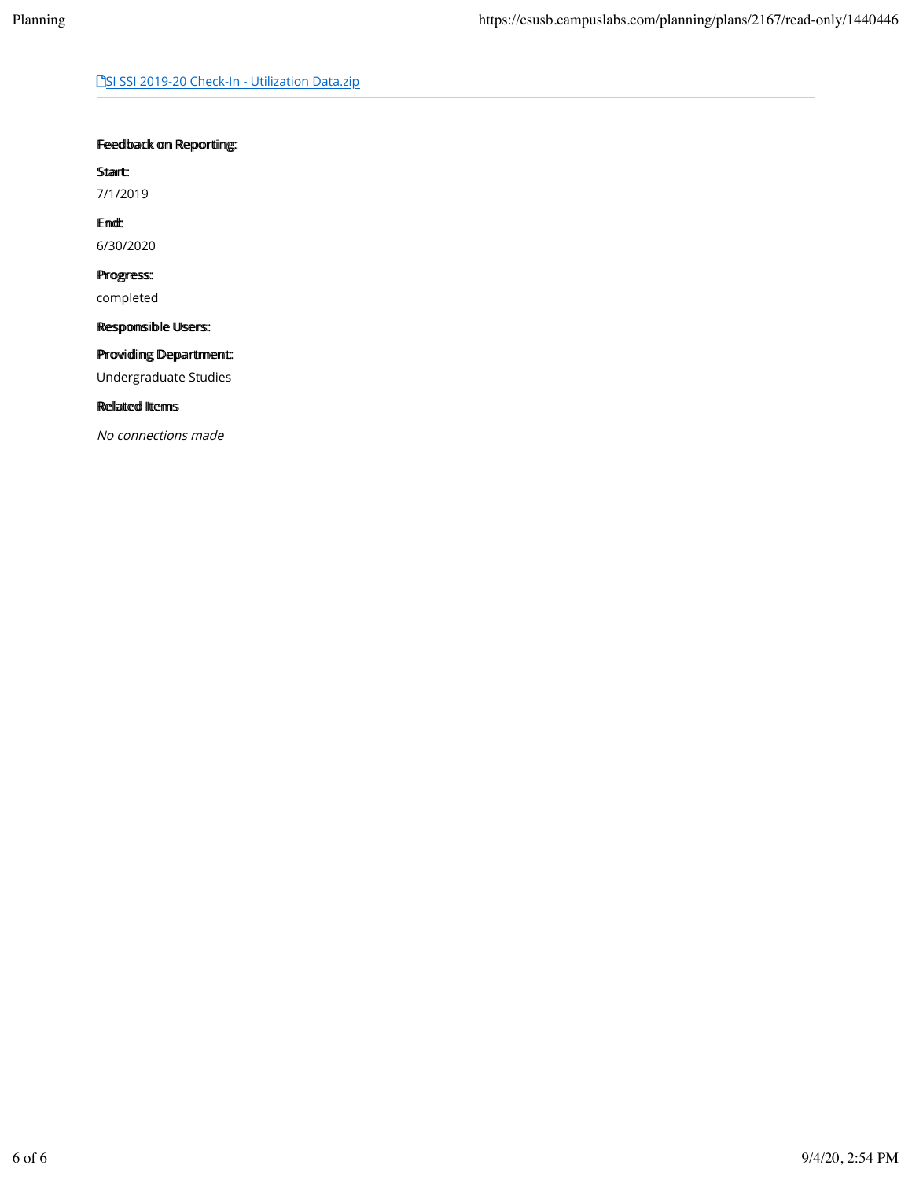[SI SSI 2019-20 Check-In - Utilization Data.zip]

**Feedback on Reporting:**

**Start:**

7/1/2019

**End:**

6/30/2020

**Progress:**

completed

**Responsible Users:**

**Providing Department:**

Undergraduate Studies

**Related Items**

*No connections made*